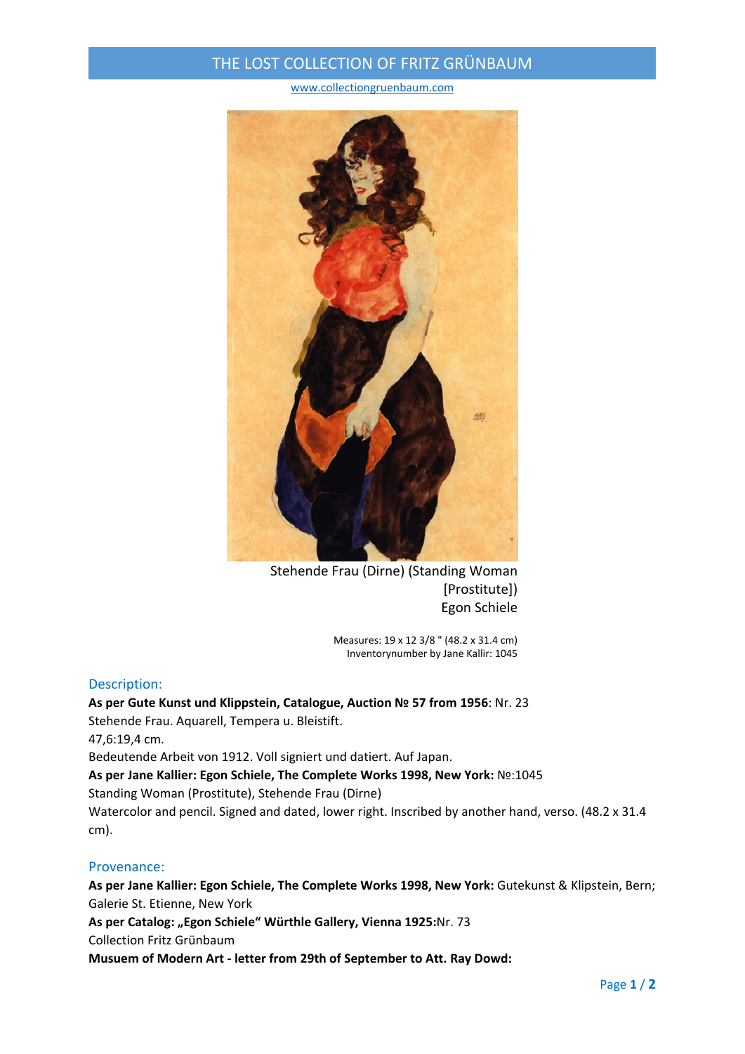# THE LOST COLLECTION OF FRITZ GRÜNBAUM

www.collectiongruenbaum.com

Stehende Frau (Dirne) (Standing Woman [Prostitute])
Egon Schiele

Measures: 19 x 12 3/8 " (48.2 x 31.4 cm)
Inventorynumber by Jane Kallir: 1045

## Description:

**As per Gute Kunst und Klippstein, Catalogue, Auction № 57 from 1956**: Nr. 23
Stehende Frau. Aquarell, Tempera u. Bleistift.
47,6:19,4 cm.
Bedeutende Arbeit von 1912. Voll signiert und datiert. Auf Japan.
**As per Jane Kallier: Egon Schiele, The Complete Works 1998, New York:** №:1045
Standing Woman (Prostitute), Stehende Frau (Dirne)
Watercolor and pencil. Signed and dated, lower right. Inscribed by another hand, verso. (48.2 x 31.4 cm).

## Provenance:

**As per Jane Kallier: Egon Schiele, The Complete Works 1998, New York:** Gutekunst & Klipstein, Bern; Galerie St. Etienne, New York
**As per Catalog: „Egon Schiele" Würthle Gallery, Vienna 1925:**Nr. 73
Collection Fritz Grünbaum
**Musuem of Modern Art - letter from 29th of September to Att. Ray Dowd:**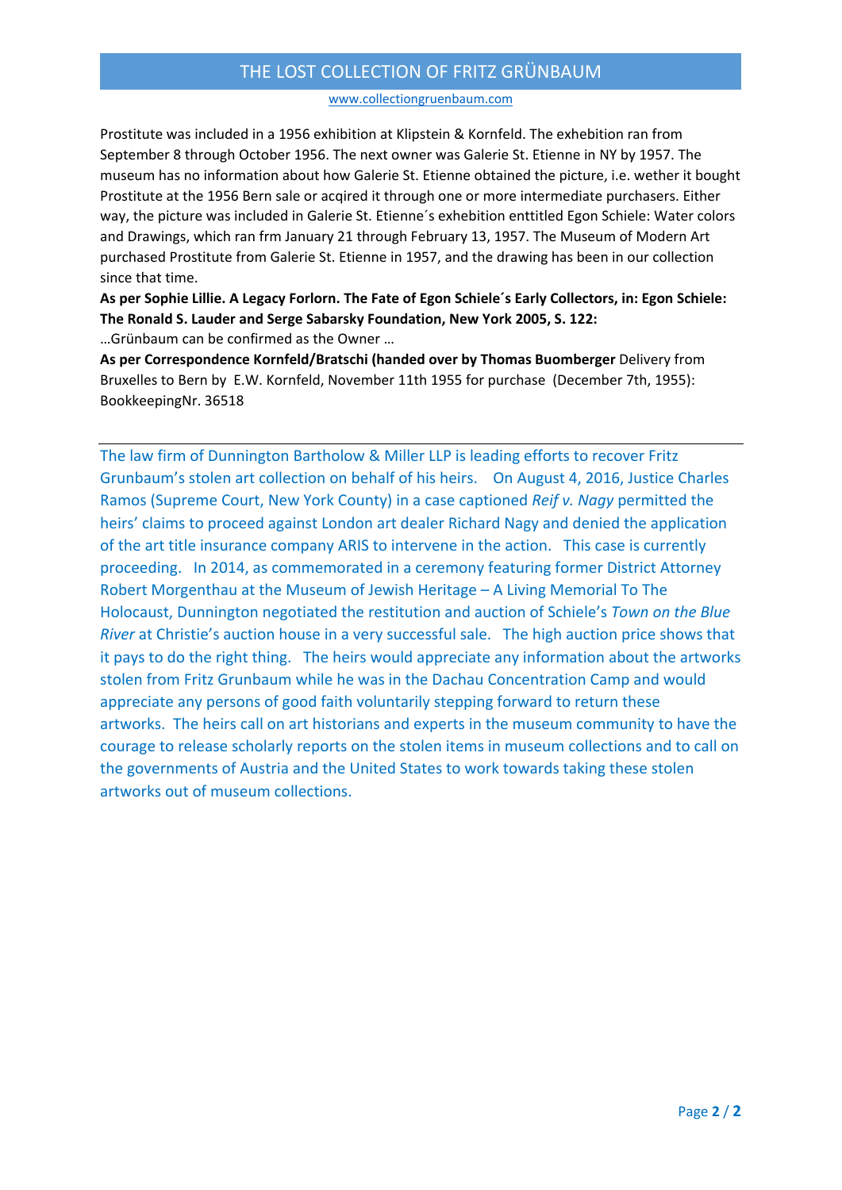Prostitute was included in a 1956 exhibition at Klipstein & Kornfeld. The exhebition ran from September 8 through October 1956. The next owner was Galerie St. Etienne in NY by 1957. The museum has no information about how Galerie St. Etienne obtained the picture, i.e. wether it bought Prostitute at the 1956 Bern sale or acqired it through one or more intermediate purchasers. Either way, the picture was included in Galerie St. Etienne´s exhibition enttitled Egon Schiele: Water colors and Drawings, which ran frm January 21 through February 13, 1957. The Museum of Modern Art purchased Prostitute from Galerie St. Etienne in 1957, and the drawing has been in our collection since that time.

**As per Sophie Lillie. A Legacy Forlorn. The Fate of Egon Schiele´s Early Collectors, in: Egon Schiele: The Ronald S. Lauder and Serge Sabarsky Foundation, New York 2005, S. 122:**

…Grünbaum can be confirmed as the Owner …

**As per Correspondence Kornfeld/Bratschi (handed over by Thomas Buomberger** Delivery from Bruxelles to Bern by E.W. Kornfeld, November 11th 1955 for purchase (December 7th, 1955): BookkeepingNr. 36518

---

The law firm of Dunnington Bartholow & Miller LLP is leading efforts to recover Fritz Grunbaum's stolen art collection on behalf of his heirs. On August 4, 2016, Justice Charles Ramos (Supreme Court, New York County) in a case captioned *Reif v. Nagy* permitted the heirs' claims to proceed against London art dealer Richard Nagy and denied the application of the art title insurance company ARIS to intervene in the action. This case is currently proceeding. In 2014, as commemorated in a ceremony featuring former District Attorney Robert Morgenthau at the Museum of Jewish Heritage – A Living Memorial To The Holocaust, Dunnington negotiated the restitution and auction of Schiele's *Town on the Blue River* at Christie's auction house in a very successful sale. The high auction price shows that it pays to do the right thing. The heirs would appreciate any information about the artworks stolen from Fritz Grunbaum while he was in the Dachau Concentration Camp and would appreciate any persons of good faith voluntarily stepping forward to return these artworks. The heirs call on art historians and experts in the museum community to have the courage to release scholarly reports on the stolen items in museum collections and to call on the governments of Austria and the United States to work towards taking these stolen artworks out of museum collections.